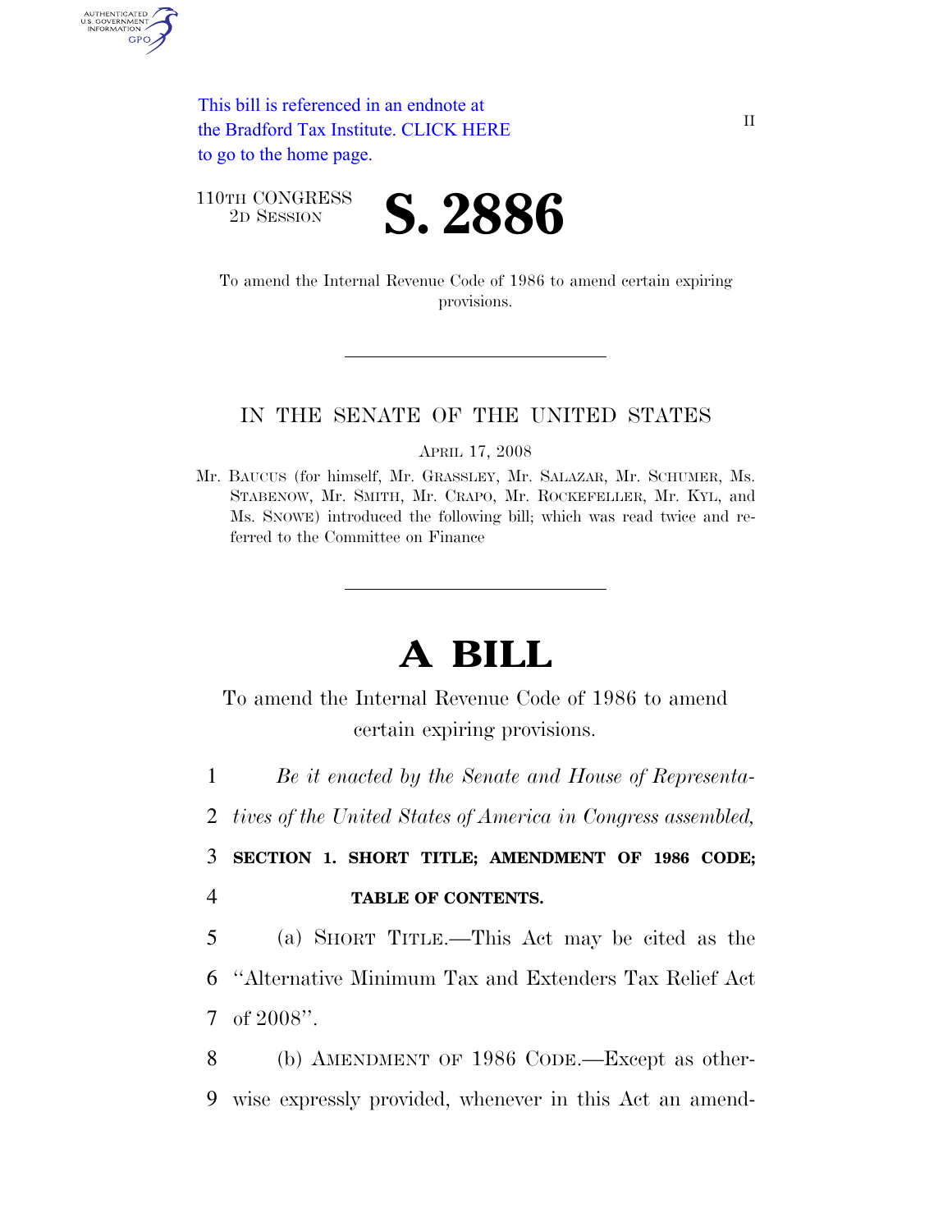This bill is referenced in an endnote at the Bradford Tax Institute. CLICK HERE to go to the home page.

II

110TH CONGRESS
2D SESSION

# S. 2886

To amend the Internal Revenue Code of 1986 to amend certain expiring provisions.

IN THE SENATE OF THE UNITED STATES

APRIL 17, 2008

Mr. BAUCUS (for himself, Mr. GRASSLEY, Mr. SALAZAR, Mr. SCHUMER, Ms. STABENOW, Mr. SMITH, Mr. CRAPO, Mr. ROCKEFELLER, Mr. KYL, and Ms. SNOWE) introduced the following bill; which was read twice and referred to the Committee on Finance

# A BILL

To amend the Internal Revenue Code of 1986 to amend certain expiring provisions.

1 *Be it enacted by the Senate and House of Representa-*
2 *tives of the United States of America in Congress assembled,*

3 **SECTION 1. SHORT TITLE; AMENDMENT OF 1986 CODE;**
4 **TABLE OF CONTENTS.**

5 (a) SHORT TITLE.—This Act may be cited as the
6 "Alternative Minimum Tax and Extenders Tax Relief Act
7 of 2008".

8 (b) AMENDMENT OF 1986 CODE.—Except as other-
9 wise expressly provided, whenever in this Act an amend-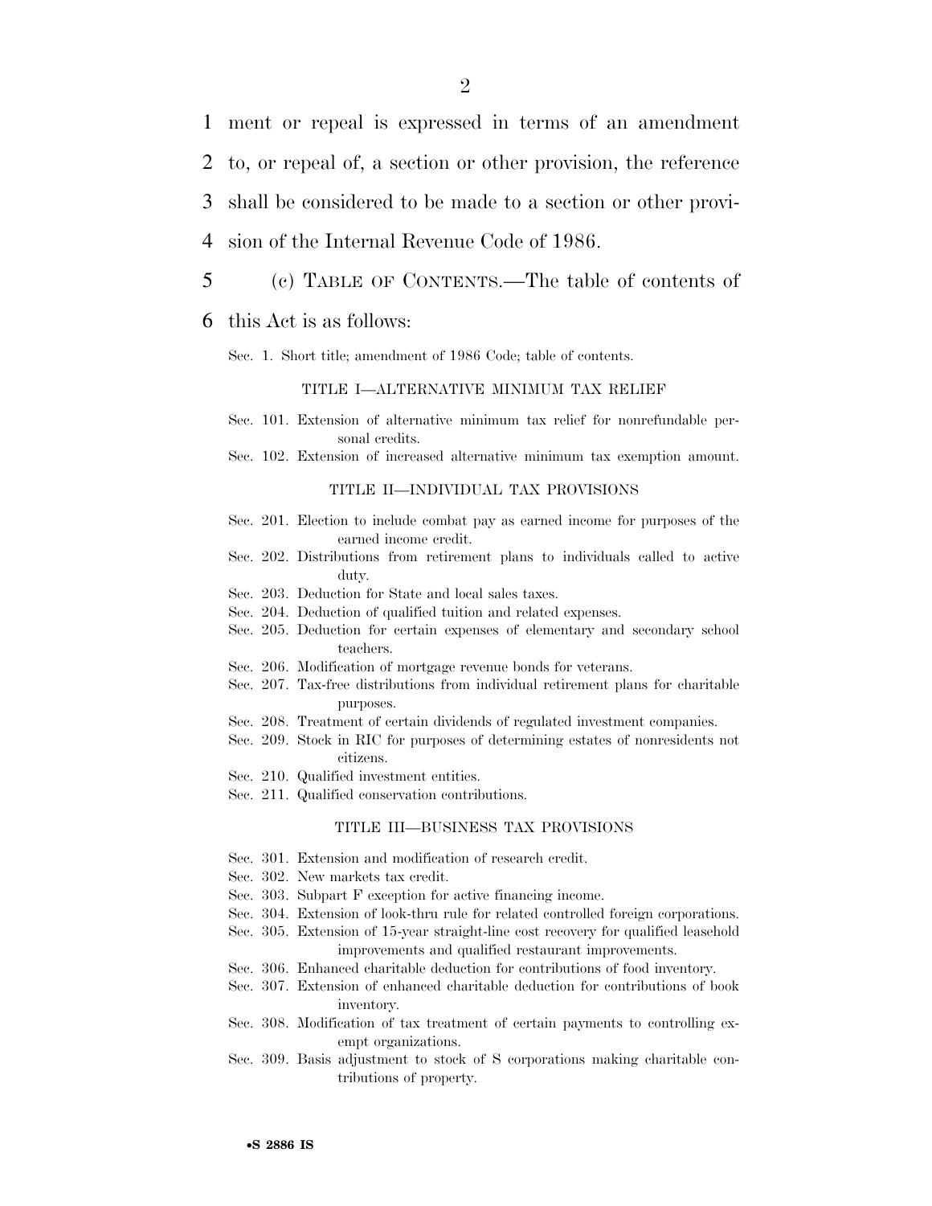ment or repeal is expressed in terms of an amendment to, or repeal of, a section or other provision, the reference shall be considered to be made to a section or other provision of the Internal Revenue Code of 1986.

(c) TABLE OF CONTENTS.—The table of contents of this Act is as follows:

Sec. 1. Short title; amendment of 1986 Code; table of contents.

TITLE I—ALTERNATIVE MINIMUM TAX RELIEF

Sec. 101. Extension of alternative minimum tax relief for nonrefundable personal credits.
Sec. 102. Extension of increased alternative minimum tax exemption amount.

TITLE II—INDIVIDUAL TAX PROVISIONS

Sec. 201. Election to include combat pay as earned income for purposes of the earned income credit.
Sec. 202. Distributions from retirement plans to individuals called to active duty.
Sec. 203. Deduction for State and local sales taxes.
Sec. 204. Deduction of qualified tuition and related expenses.
Sec. 205. Deduction for certain expenses of elementary and secondary school teachers.
Sec. 206. Modification of mortgage revenue bonds for veterans.
Sec. 207. Tax-free distributions from individual retirement plans for charitable purposes.
Sec. 208. Treatment of certain dividends of regulated investment companies.
Sec. 209. Stock in RIC for purposes of determining estates of nonresidents not citizens.
Sec. 210. Qualified investment entities.
Sec. 211. Qualified conservation contributions.

TITLE III—BUSINESS TAX PROVISIONS

Sec. 301. Extension and modification of research credit.
Sec. 302. New markets tax credit.
Sec. 303. Subpart F exception for active financing income.
Sec. 304. Extension of look-thru rule for related controlled foreign corporations.
Sec. 305. Extension of 15-year straight-line cost recovery for qualified leasehold improvements and qualified restaurant improvements.
Sec. 306. Enhanced charitable deduction for contributions of food inventory.
Sec. 307. Extension of enhanced charitable deduction for contributions of book inventory.
Sec. 308. Modification of tax treatment of certain payments to controlling exempt organizations.
Sec. 309. Basis adjustment to stock of S corporations making charitable contributions of property.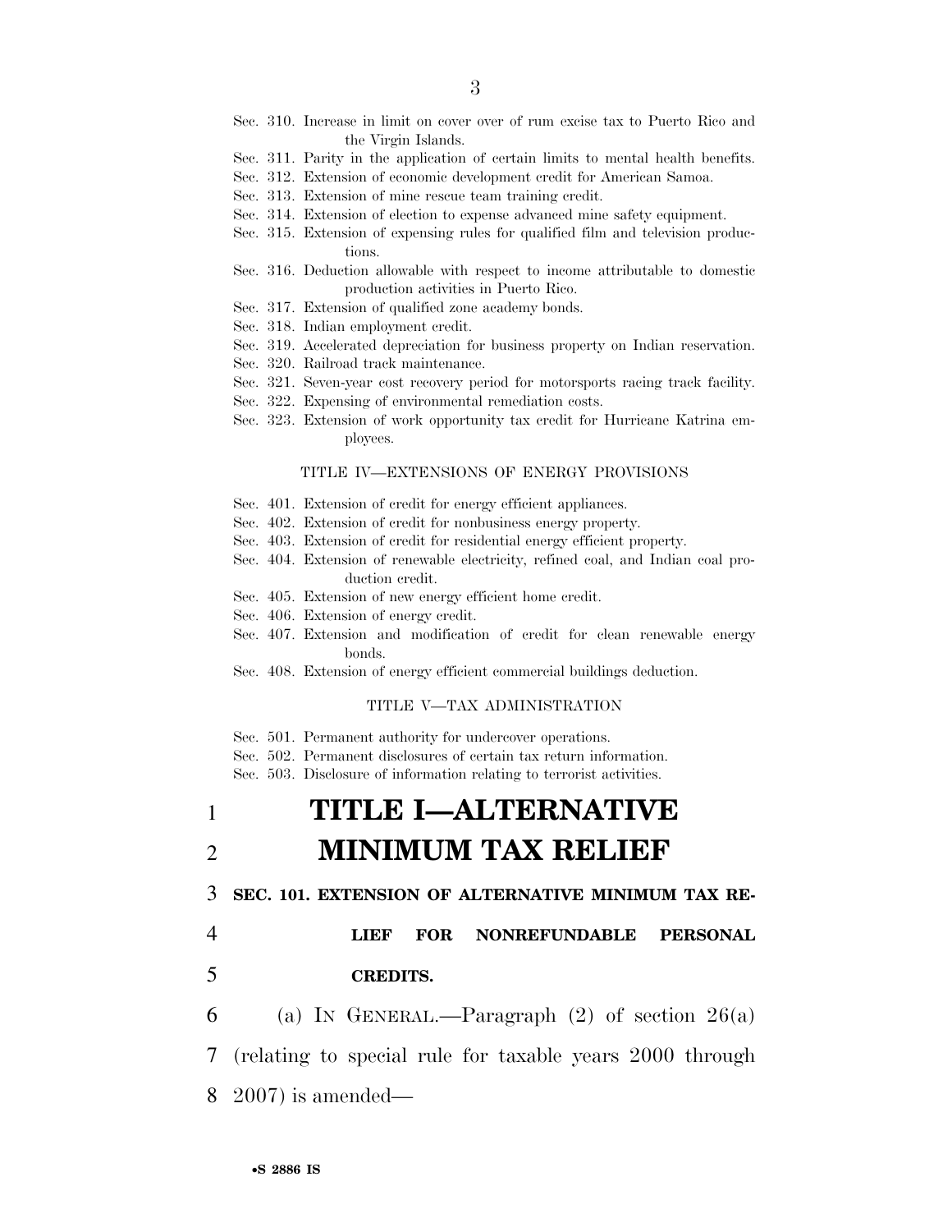Sec. 310. Increase in limit on cover over of rum excise tax to Puerto Rico and the Virgin Islands.
Sec. 311. Parity in the application of certain limits to mental health benefits.
Sec. 312. Extension of economic development credit for American Samoa.
Sec. 313. Extension of mine rescue team training credit.
Sec. 314. Extension of election to expense advanced mine safety equipment.
Sec. 315. Extension of expensing rules for qualified film and television productions.
Sec. 316. Deduction allowable with respect to income attributable to domestic production activities in Puerto Rico.
Sec. 317. Extension of qualified zone academy bonds.
Sec. 318. Indian employment credit.
Sec. 319. Accelerated depreciation for business property on Indian reservation.
Sec. 320. Railroad track maintenance.
Sec. 321. Seven-year cost recovery period for motorsports racing track facility.
Sec. 322. Expensing of environmental remediation costs.
Sec. 323. Extension of work opportunity tax credit for Hurricane Katrina employees.

TITLE IV—EXTENSIONS OF ENERGY PROVISIONS

Sec. 401. Extension of credit for energy efficient appliances.
Sec. 402. Extension of credit for nonbusiness energy property.
Sec. 403. Extension of credit for residential energy efficient property.
Sec. 404. Extension of renewable electricity, refined coal, and Indian coal production credit.
Sec. 405. Extension of new energy efficient home credit.
Sec. 406. Extension of energy credit.
Sec. 407. Extension and modification of credit for clean renewable energy bonds.
Sec. 408. Extension of energy efficient commercial buildings deduction.

TITLE V—TAX ADMINISTRATION

Sec. 501. Permanent authority for undercover operations.
Sec. 502. Permanent disclosures of certain tax return information.
Sec. 503. Disclosure of information relating to terrorist activities.

# TITLE I—ALTERNATIVE MINIMUM TAX RELIEF

**SEC. 101. EXTENSION OF ALTERNATIVE MINIMUM TAX RELIEF FOR NONREFUNDABLE PERSONAL CREDITS.**

(a) IN GENERAL.—Paragraph (2) of section 26(a) (relating to special rule for taxable years 2000 through 2007) is amended—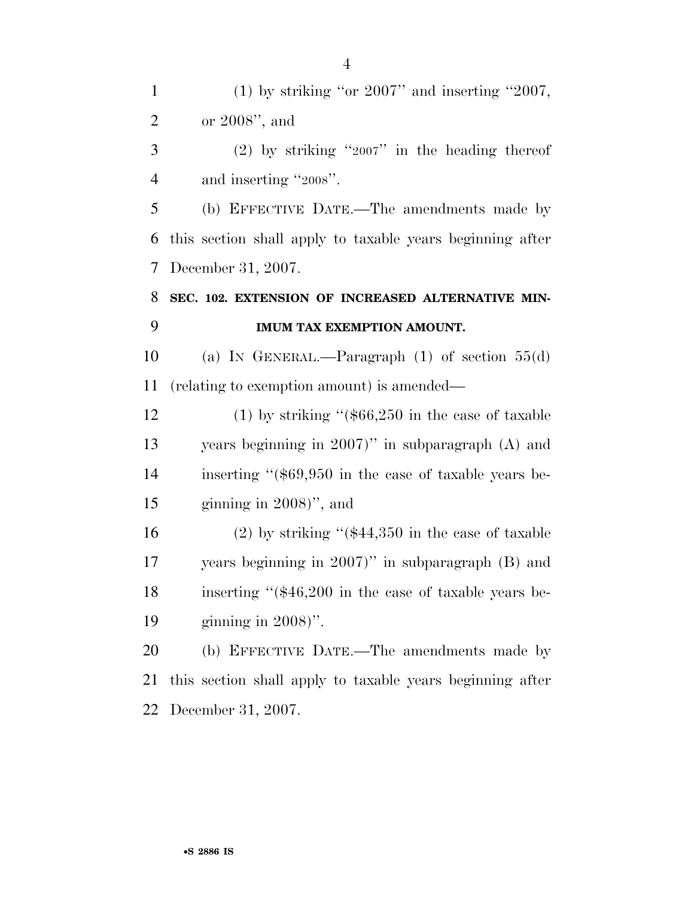(1) by striking "or 2007" and inserting "2007, or 2008", and

(2) by striking "2007" in the heading thereof and inserting "2008".

(b) EFFECTIVE DATE.—The amendments made by this section shall apply to taxable years beginning after December 31, 2007.

**SEC. 102. EXTENSION OF INCREASED ALTERNATIVE MINIMUM TAX EXEMPTION AMOUNT.**

(a) IN GENERAL.—Paragraph (1) of section 55(d) (relating to exemption amount) is amended—

(1) by striking "($66,250 in the case of taxable years beginning in 2007)" in subparagraph (A) and inserting "($69,950 in the case of taxable years beginning in 2008)", and

(2) by striking "($44,350 in the case of taxable years beginning in 2007)" in subparagraph (B) and inserting "($46,200 in the case of taxable years beginning in 2008)".

(b) EFFECTIVE DATE.—The amendments made by this section shall apply to taxable years beginning after December 31, 2007.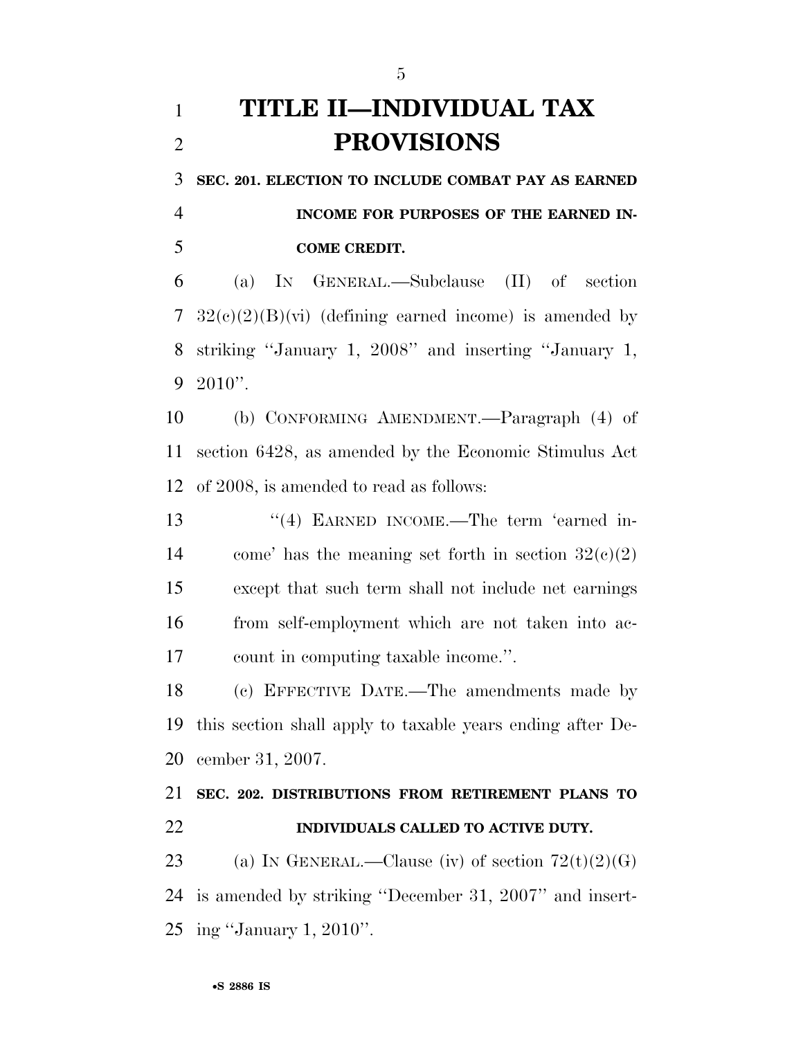# TITLE II—INDIVIDUAL TAX PROVISIONS

**SEC. 201. ELECTION TO INCLUDE COMBAT PAY AS EARNED INCOME FOR PURPOSES OF THE EARNED INCOME CREDIT.**

(a) IN GENERAL.—Subclause (II) of section 32(c)(2)(B)(vi) (defining earned income) is amended by striking ''January 1, 2008'' and inserting ''January 1, 2010''.

(b) CONFORMING AMENDMENT.—Paragraph (4) of section 6428, as amended by the Economic Stimulus Act of 2008, is amended to read as follows:

''(4) EARNED INCOME.—The term 'earned income' has the meaning set forth in section 32(c)(2) except that such term shall not include net earnings from self-employment which are not taken into account in computing taxable income.''.

(c) EFFECTIVE DATE.—The amendments made by this section shall apply to taxable years ending after December 31, 2007.

**SEC. 202. DISTRIBUTIONS FROM RETIREMENT PLANS TO INDIVIDUALS CALLED TO ACTIVE DUTY.**

(a) IN GENERAL.—Clause (iv) of section 72(t)(2)(G) is amended by striking ''December 31, 2007'' and inserting ''January 1, 2010''.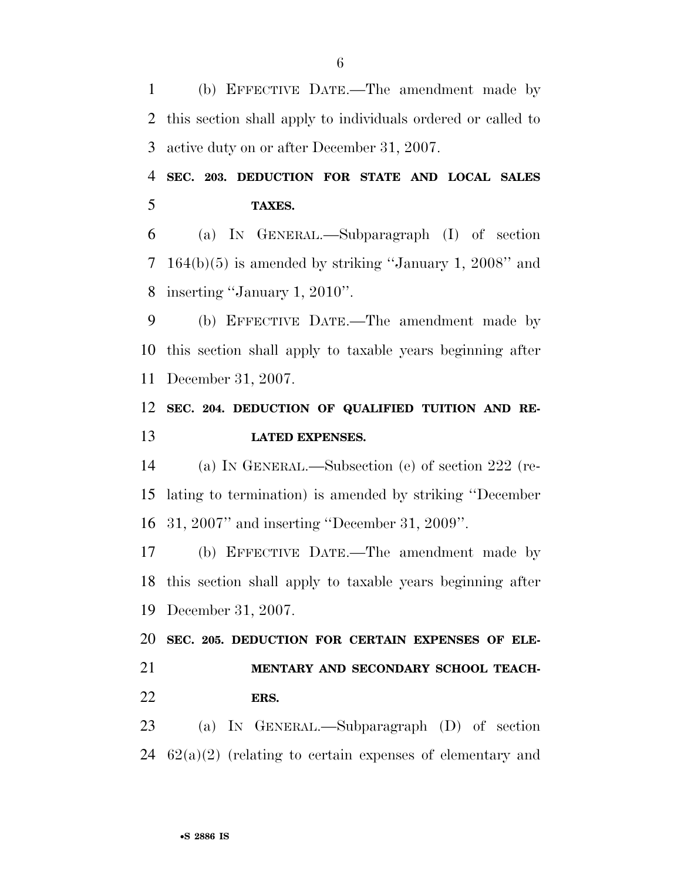(b) EFFECTIVE DATE.—The amendment made by this section shall apply to individuals ordered or called to active duty on or after December 31, 2007.

**SEC. 203. DEDUCTION FOR STATE AND LOCAL SALES TAXES.**

(a) IN GENERAL.—Subparagraph (I) of section 164(b)(5) is amended by striking ''January 1, 2008'' and inserting ''January 1, 2010''.

(b) EFFECTIVE DATE.—The amendment made by this section shall apply to taxable years beginning after December 31, 2007.

**SEC. 204. DEDUCTION OF QUALIFIED TUITION AND RELATED EXPENSES.**

(a) IN GENERAL.—Subsection (e) of section 222 (relating to termination) is amended by striking ''December 31, 2007'' and inserting ''December 31, 2009''.

(b) EFFECTIVE DATE.—The amendment made by this section shall apply to taxable years beginning after December 31, 2007.

**SEC. 205. DEDUCTION FOR CERTAIN EXPENSES OF ELEMENTARY AND SECONDARY SCHOOL TEACHERS.**

(a) IN GENERAL.—Subparagraph (D) of section 62(a)(2) (relating to certain expenses of elementary and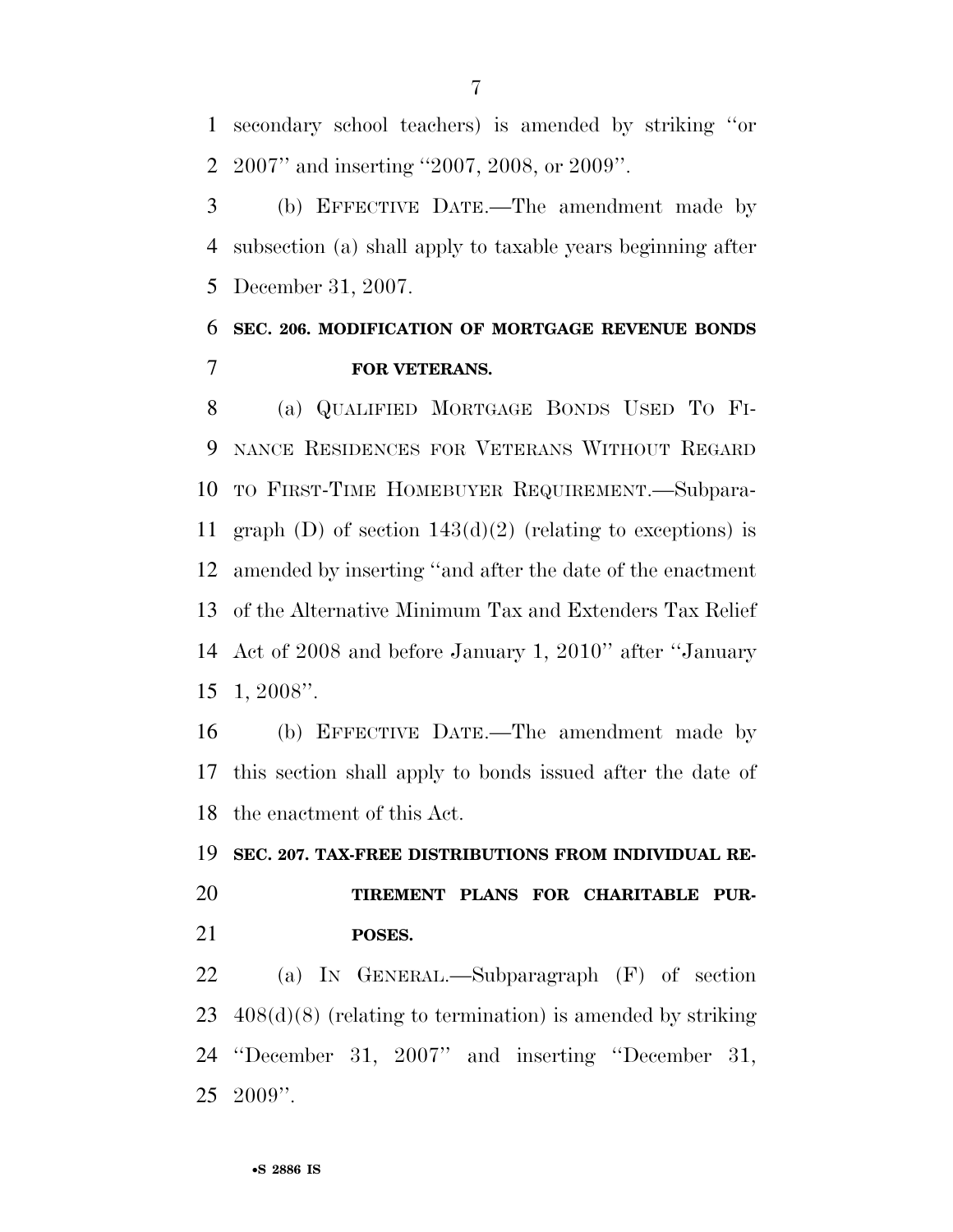secondary school teachers) is amended by striking "or 2007" and inserting "2007, 2008, or 2009".

(b) EFFECTIVE DATE.—The amendment made by subsection (a) shall apply to taxable years beginning after December 31, 2007.

**SEC. 206. MODIFICATION OF MORTGAGE REVENUE BONDS FOR VETERANS.**

(a) QUALIFIED MORTGAGE BONDS USED TO FINANCE RESIDENCES FOR VETERANS WITHOUT REGARD TO FIRST-TIME HOMEBUYER REQUIREMENT.—Subparagraph (D) of section 143(d)(2) (relating to exceptions) is amended by inserting "and after the date of the enactment of the Alternative Minimum Tax and Extenders Tax Relief Act of 2008 and before January 1, 2010" after "January 1, 2008".

(b) EFFECTIVE DATE.—The amendment made by this section shall apply to bonds issued after the date of the enactment of this Act.

**SEC. 207. TAX-FREE DISTRIBUTIONS FROM INDIVIDUAL RETIREMENT PLANS FOR CHARITABLE PURPOSES.**

(a) IN GENERAL.—Subparagraph (F) of section 408(d)(8) (relating to termination) is amended by striking "December 31, 2007" and inserting "December 31, 2009".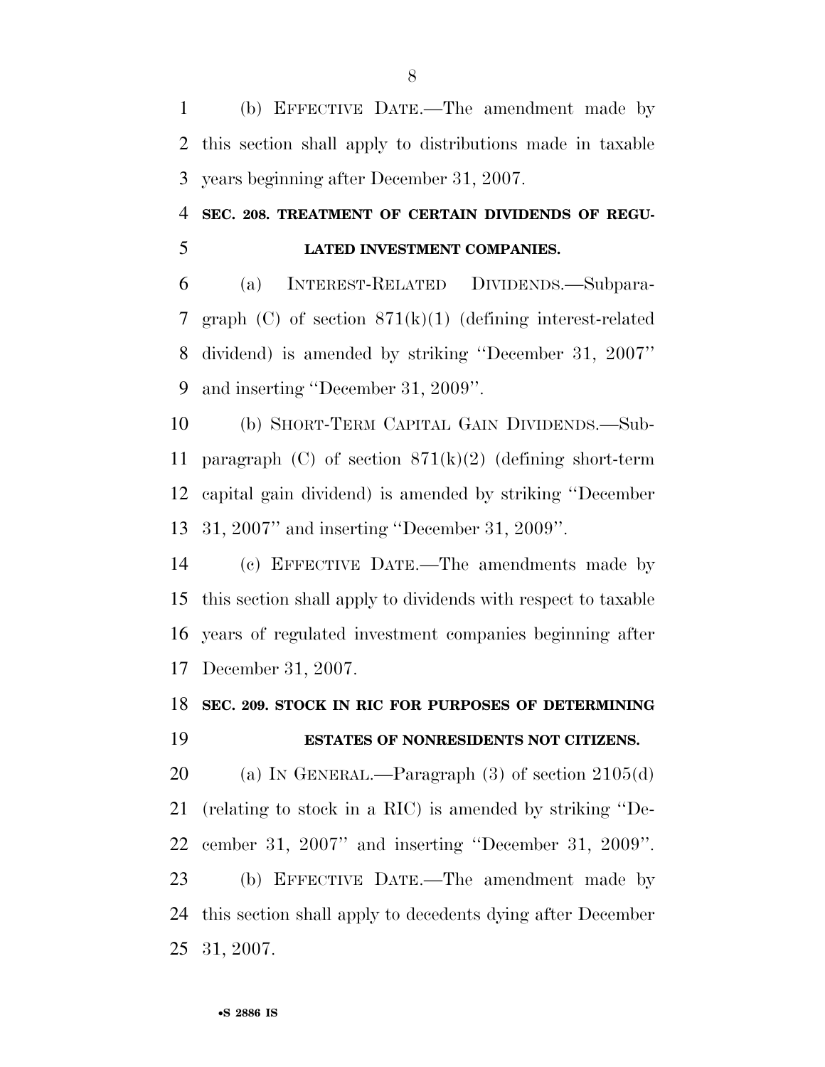(b) EFFECTIVE DATE.—The amendment made by this section shall apply to distributions made in taxable years beginning after December 31, 2007.

**SEC. 208. TREATMENT OF CERTAIN DIVIDENDS OF REGULATED INVESTMENT COMPANIES.**

(a) INTEREST-RELATED DIVIDENDS.—Subparagraph (C) of section 871(k)(1) (defining interest-related dividend) is amended by striking ''December 31, 2007'' and inserting ''December 31, 2009''.

(b) SHORT-TERM CAPITAL GAIN DIVIDENDS.—Subparagraph (C) of section 871(k)(2) (defining short-term capital gain dividend) is amended by striking ''December 31, 2007'' and inserting ''December 31, 2009''.

(c) EFFECTIVE DATE.—The amendments made by this section shall apply to dividends with respect to taxable years of regulated investment companies beginning after December 31, 2007.

**SEC. 209. STOCK IN RIC FOR PURPOSES OF DETERMINING ESTATES OF NONRESIDENTS NOT CITIZENS.**

(a) IN GENERAL.—Paragraph (3) of section 2105(d) (relating to stock in a RIC) is amended by striking ''December 31, 2007'' and inserting ''December 31, 2009''.

(b) EFFECTIVE DATE.—The amendment made by this section shall apply to decedents dying after December 31, 2007.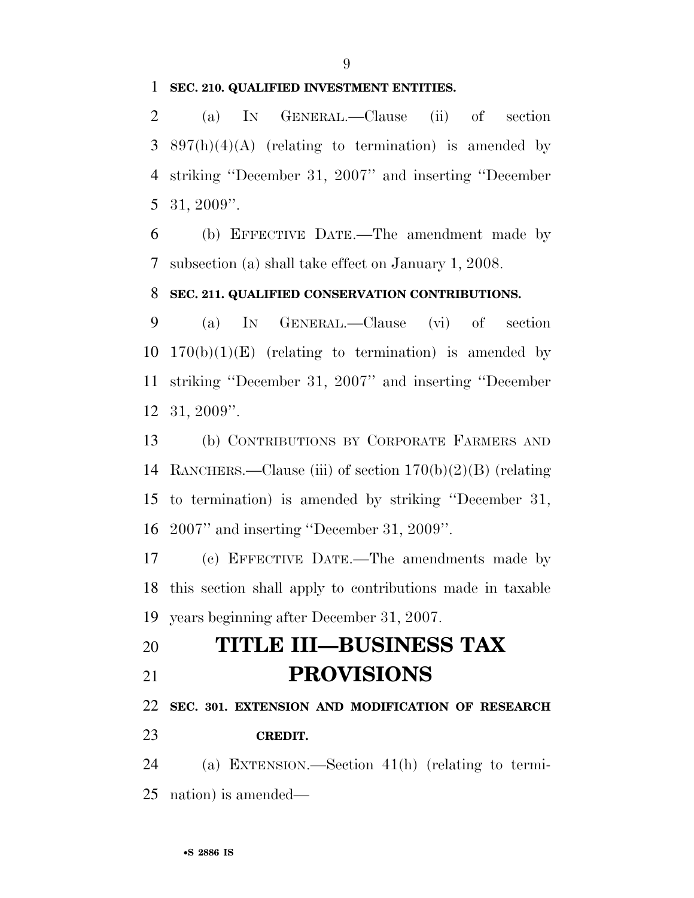**SEC. 210. QUALIFIED INVESTMENT ENTITIES.**

(a) IN GENERAL.—Clause (ii) of section 897(h)(4)(A) (relating to termination) is amended by striking ''December 31, 2007'' and inserting ''December 31, 2009''.

(b) EFFECTIVE DATE.—The amendment made by subsection (a) shall take effect on January 1, 2008.

**SEC. 211. QUALIFIED CONSERVATION CONTRIBUTIONS.**

(a) IN GENERAL.—Clause (vi) of section 170(b)(1)(E) (relating to termination) is amended by striking ''December 31, 2007'' and inserting ''December 31, 2009''.

(b) CONTRIBUTIONS BY CORPORATE FARMERS AND RANCHERS.—Clause (iii) of section 170(b)(2)(B) (relating to termination) is amended by striking ''December 31, 2007'' and inserting ''December 31, 2009''.

(c) EFFECTIVE DATE.—The amendments made by this section shall apply to contributions made in taxable years beginning after December 31, 2007.

# TITLE III—BUSINESS TAX PROVISIONS

**SEC. 301. EXTENSION AND MODIFICATION OF RESEARCH CREDIT.**

(a) EXTENSION.—Section 41(h) (relating to termination) is amended—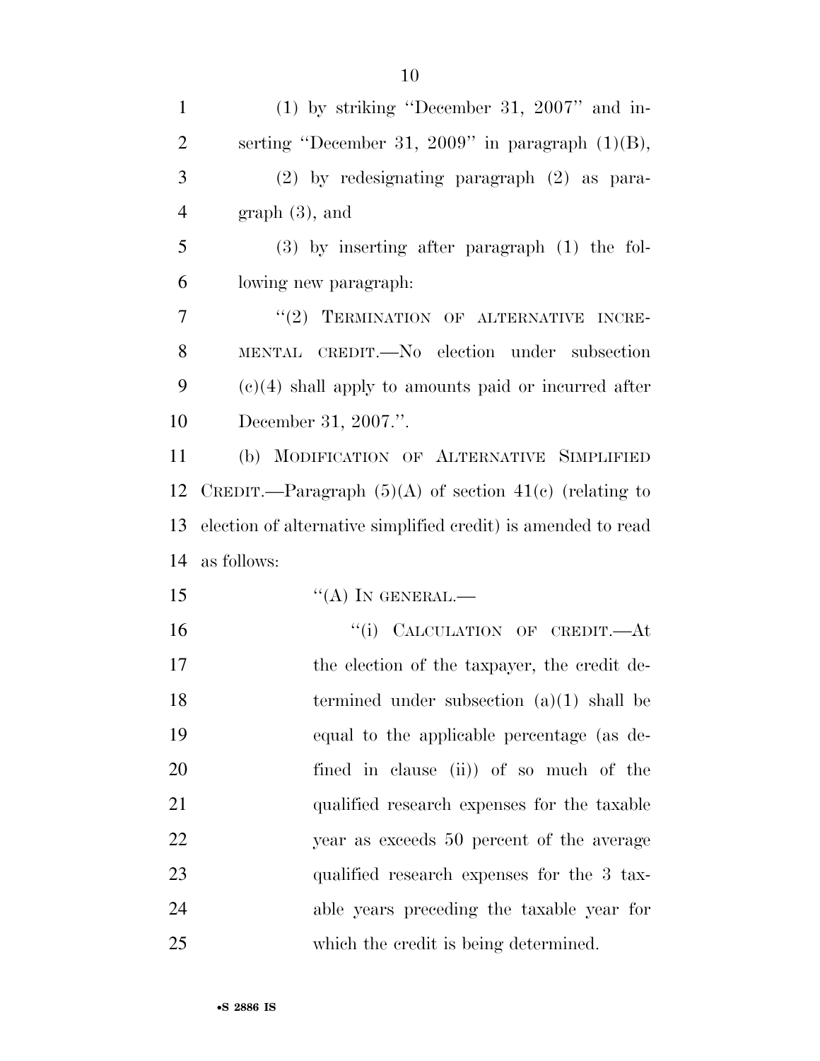(1) by striking "December 31, 2007" and inserting "December 31, 2009" in paragraph (1)(B),

(2) by redesignating paragraph (2) as paragraph (3), and

(3) by inserting after paragraph (1) the following new paragraph:

"(2) TERMINATION OF ALTERNATIVE INCREMENTAL CREDIT.—No election under subsection (c)(4) shall apply to amounts paid or incurred after December 31, 2007.".

(b) MODIFICATION OF ALTERNATIVE SIMPLIFIED CREDIT.—Paragraph (5)(A) of section 41(c) (relating to election of alternative simplified credit) is amended to read as follows:

"(A) IN GENERAL.—

"(i) CALCULATION OF CREDIT.—At the election of the taxpayer, the credit determined under subsection (a)(1) shall be equal to the applicable percentage (as defined in clause (ii)) of so much of the qualified research expenses for the taxable year as exceeds 50 percent of the average qualified research expenses for the 3 taxable years preceding the taxable year for which the credit is being determined.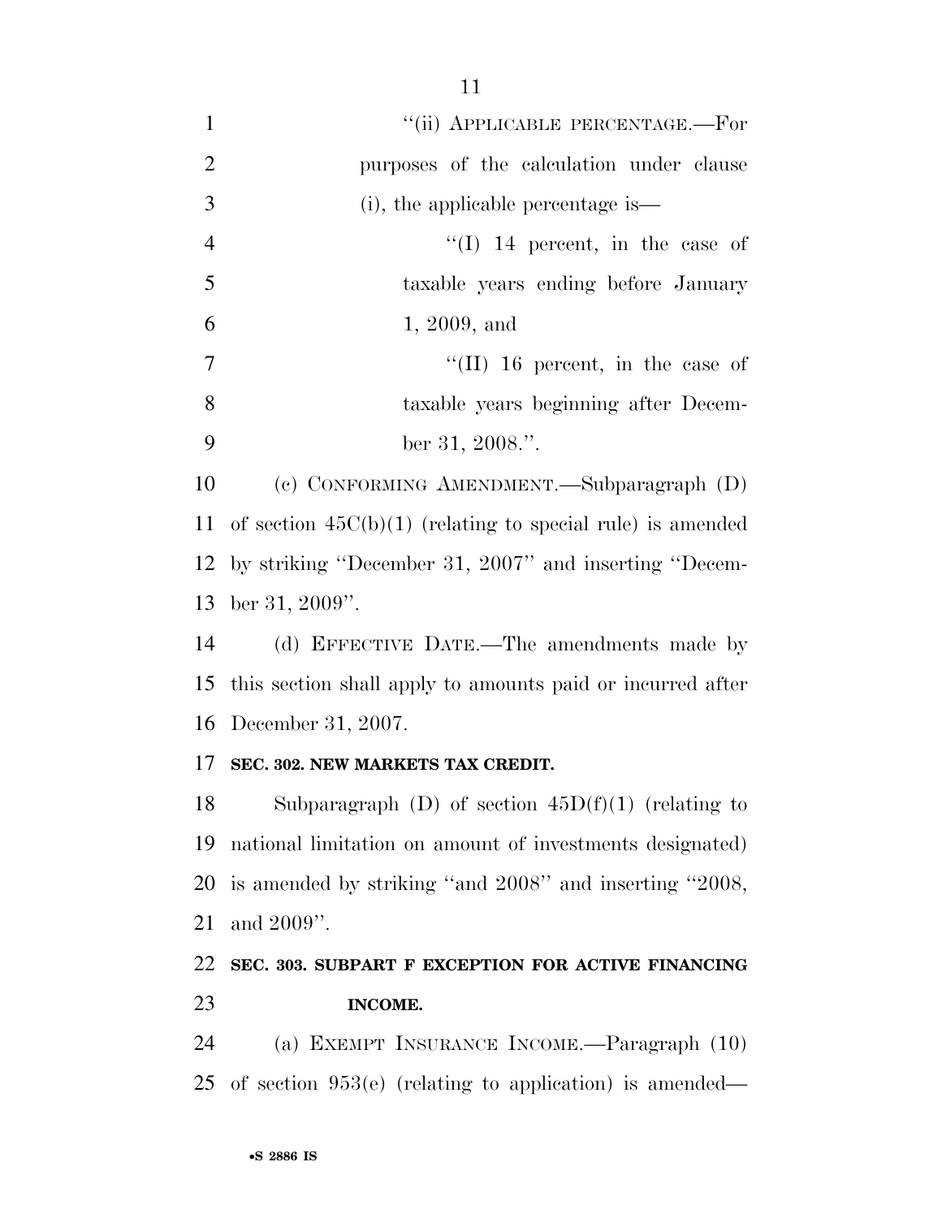"(ii) APPLICABLE PERCENTAGE.—For purposes of the calculation under clause (i), the applicable percentage is—

"(I) 14 percent, in the case of taxable years ending before January 1, 2009, and

"(II) 16 percent, in the case of taxable years beginning after December 31, 2008.".

(c) CONFORMING AMENDMENT.—Subparagraph (D) of section 45C(b)(1) (relating to special rule) is amended by striking "December 31, 2007" and inserting "December 31, 2009".

(d) EFFECTIVE DATE.—The amendments made by this section shall apply to amounts paid or incurred after December 31, 2007.

**SEC. 302. NEW MARKETS TAX CREDIT.**

Subparagraph (D) of section 45D(f)(1) (relating to national limitation on amount of investments designated) is amended by striking "and 2008" and inserting "2008, and 2009".

**SEC. 303. SUBPART F EXCEPTION FOR ACTIVE FINANCING INCOME.**

(a) EXEMPT INSURANCE INCOME.—Paragraph (10) of section 953(e) (relating to application) is amended—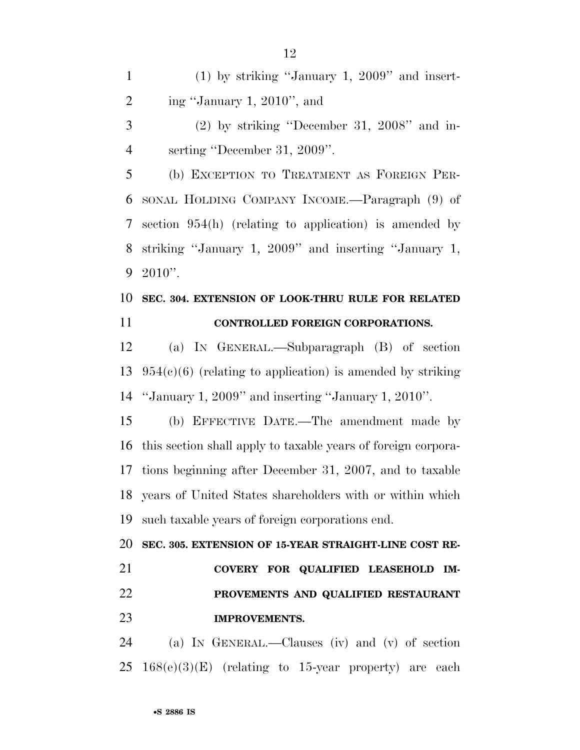(1) by striking "January 1, 2009" and inserting "January 1, 2010", and

(2) by striking "December 31, 2008" and inserting "December 31, 2009".

(b) EXCEPTION TO TREATMENT AS FOREIGN PERSONAL HOLDING COMPANY INCOME.—Paragraph (9) of section 954(h) (relating to application) is amended by striking "January 1, 2009" and inserting "January 1, 2010".

**SEC. 304. EXTENSION OF LOOK-THRU RULE FOR RELATED CONTROLLED FOREIGN CORPORATIONS.**

(a) IN GENERAL.—Subparagraph (B) of section 954(c)(6) (relating to application) is amended by striking "January 1, 2009" and inserting "January 1, 2010".

(b) EFFECTIVE DATE.—The amendment made by this section shall apply to taxable years of foreign corporations beginning after December 31, 2007, and to taxable years of United States shareholders with or within which such taxable years of foreign corporations end.

**SEC. 305. EXTENSION OF 15-YEAR STRAIGHT-LINE COST RECOVERY FOR QUALIFIED LEASEHOLD IMPROVEMENTS AND QUALIFIED RESTAURANT IMPROVEMENTS.**

(a) IN GENERAL.—Clauses (iv) and (v) of section 168(e)(3)(E) (relating to 15-year property) are each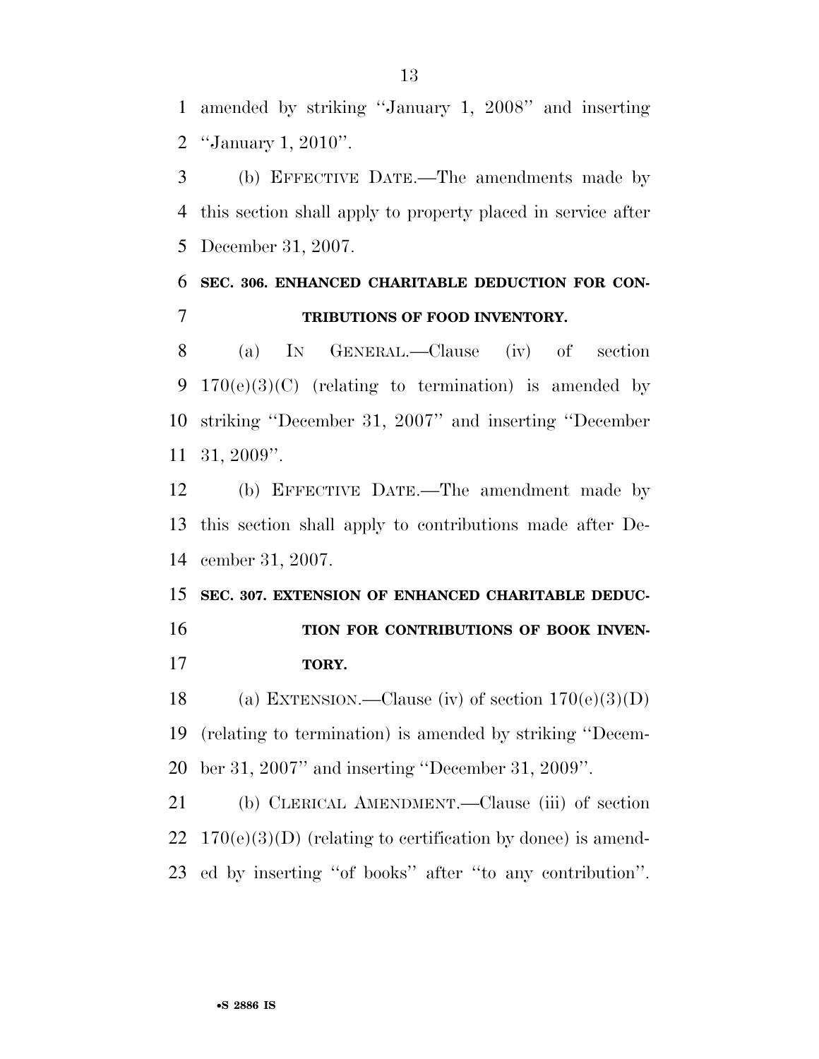amended by striking ''January 1, 2008'' and inserting ''January 1, 2010''.

(b) EFFECTIVE DATE.—The amendments made by this section shall apply to property placed in service after December 31, 2007.

### SEC. 306. ENHANCED CHARITABLE DEDUCTION FOR CONTRIBUTIONS OF FOOD INVENTORY.

(a) IN GENERAL.—Clause (iv) of section 170(e)(3)(C) (relating to termination) is amended by striking ''December 31, 2007'' and inserting ''December 31, 2009''.

(b) EFFECTIVE DATE.—The amendment made by this section shall apply to contributions made after December 31, 2007.

### SEC. 307. EXTENSION OF ENHANCED CHARITABLE DEDUCTION FOR CONTRIBUTIONS OF BOOK INVENTORY.

(a) EXTENSION.—Clause (iv) of section 170(e)(3)(D) (relating to termination) is amended by striking ''December 31, 2007'' and inserting ''December 31, 2009''.

(b) CLERICAL AMENDMENT.—Clause (iii) of section 170(e)(3)(D) (relating to certification by donee) is amended by inserting ''of books'' after ''to any contribution''.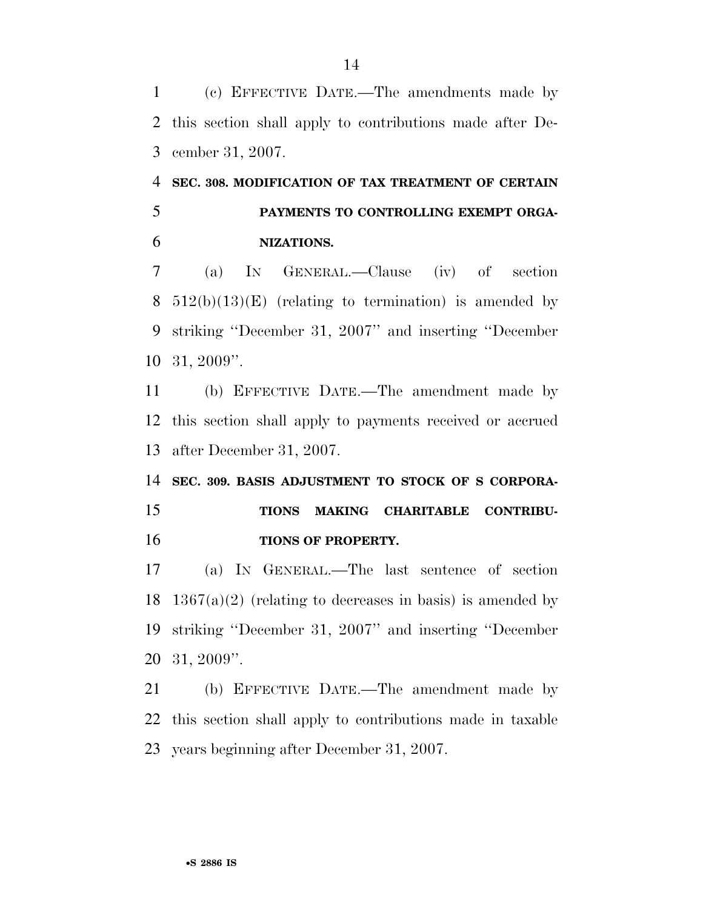(c) EFFECTIVE DATE.—The amendments made by this section shall apply to contributions made after December 31, 2007.

**SEC. 308. MODIFICATION OF TAX TREATMENT OF CERTAIN PAYMENTS TO CONTROLLING EXEMPT ORGANIZATIONS.**

(a) IN GENERAL.—Clause (iv) of section 512(b)(13)(E) (relating to termination) is amended by striking ''December 31, 2007'' and inserting ''December 31, 2009''.

(b) EFFECTIVE DATE.—The amendment made by this section shall apply to payments received or accrued after December 31, 2007.

**SEC. 309. BASIS ADJUSTMENT TO STOCK OF S CORPORATIONS MAKING CHARITABLE CONTRIBUTIONS OF PROPERTY.**

(a) IN GENERAL.—The last sentence of section 1367(a)(2) (relating to decreases in basis) is amended by striking ''December 31, 2007'' and inserting ''December 31, 2009''.

(b) EFFECTIVE DATE.—The amendment made by this section shall apply to contributions made in taxable years beginning after December 31, 2007.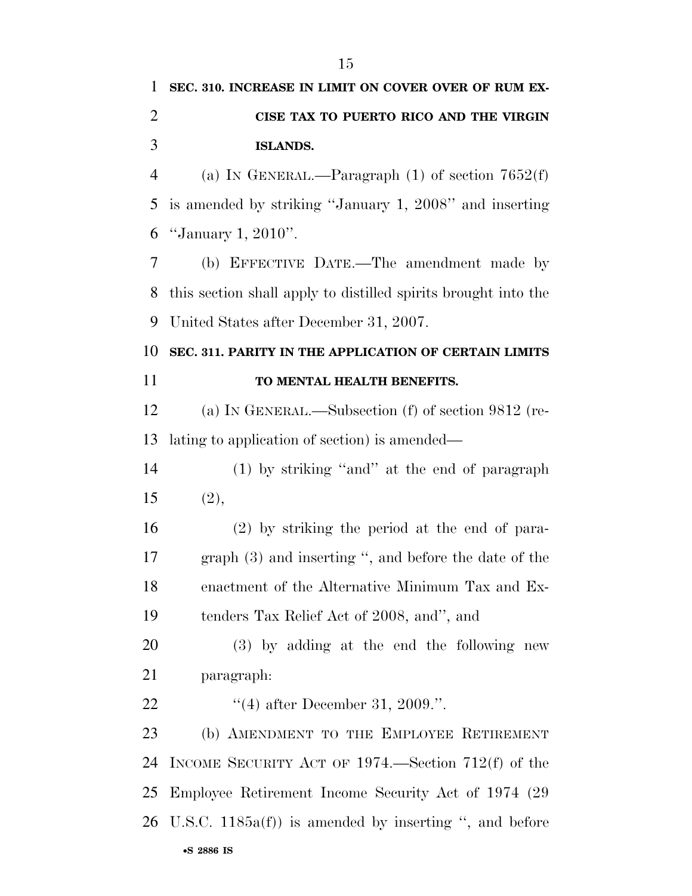**SEC. 310. INCREASE IN LIMIT ON COVER OVER OF RUM EXCISE TAX TO PUERTO RICO AND THE VIRGIN ISLANDS.**

(a) IN GENERAL.—Paragraph (1) of section 7652(f) is amended by striking ''January 1, 2008'' and inserting ''January 1, 2010''.

(b) EFFECTIVE DATE.—The amendment made by this section shall apply to distilled spirits brought into the United States after December 31, 2007.

**SEC. 311. PARITY IN THE APPLICATION OF CERTAIN LIMITS TO MENTAL HEALTH BENEFITS.**

(a) IN GENERAL.—Subsection (f) of section 9812 (relating to application of section) is amended—

(1) by striking ''and'' at the end of paragraph (2),

(2) by striking the period at the end of paragraph (3) and inserting '', and before the date of the enactment of the Alternative Minimum Tax and Extenders Tax Relief Act of 2008, and'', and

(3) by adding at the end the following new paragraph:

''(4) after December 31, 2009.''.

(b) AMENDMENT TO THE EMPLOYEE RETIREMENT INCOME SECURITY ACT OF 1974.—Section 712(f) of the Employee Retirement Income Security Act of 1974 (29 U.S.C. 1185a(f)) is amended by inserting '', and before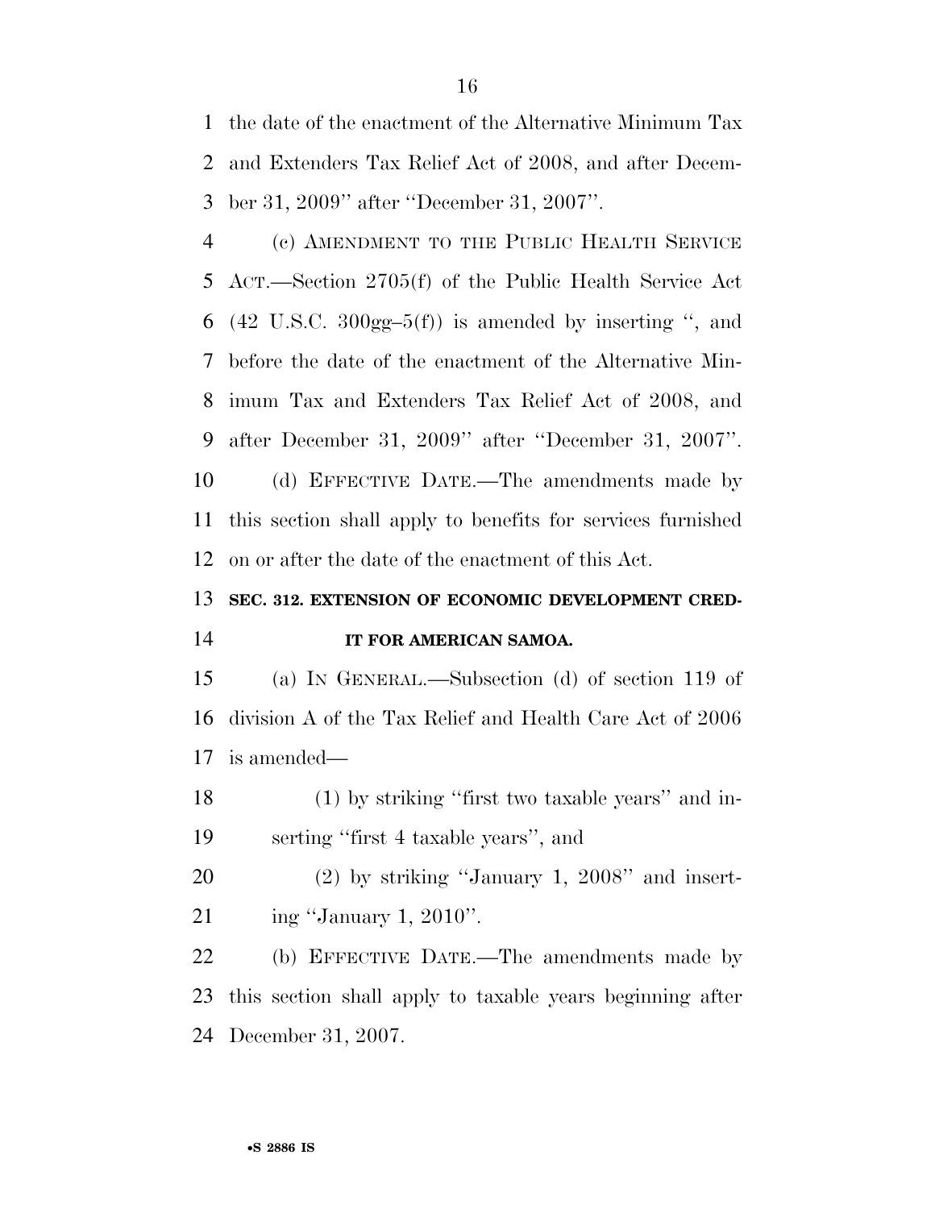the date of the enactment of the Alternative Minimum Tax and Extenders Tax Relief Act of 2008, and after December 31, 2009'' after ''December 31, 2007''.

(c) AMENDMENT TO THE PUBLIC HEALTH SERVICE ACT.—Section 2705(f) of the Public Health Service Act (42 U.S.C. 300gg–5(f)) is amended by inserting '', and before the date of the enactment of the Alternative Minimum Tax and Extenders Tax Relief Act of 2008, and after December 31, 2009'' after ''December 31, 2007''.

(d) EFFECTIVE DATE.—The amendments made by this section shall apply to benefits for services furnished on or after the date of the enactment of this Act.

**SEC. 312. EXTENSION OF ECONOMIC DEVELOPMENT CREDIT FOR AMERICAN SAMOA.**

(a) IN GENERAL.—Subsection (d) of section 119 of division A of the Tax Relief and Health Care Act of 2006 is amended—

(1) by striking ''first two taxable years'' and inserting ''first 4 taxable years'', and

(2) by striking ''January 1, 2008'' and inserting ''January 1, 2010''.

(b) EFFECTIVE DATE.—The amendments made by this section shall apply to taxable years beginning after December 31, 2007.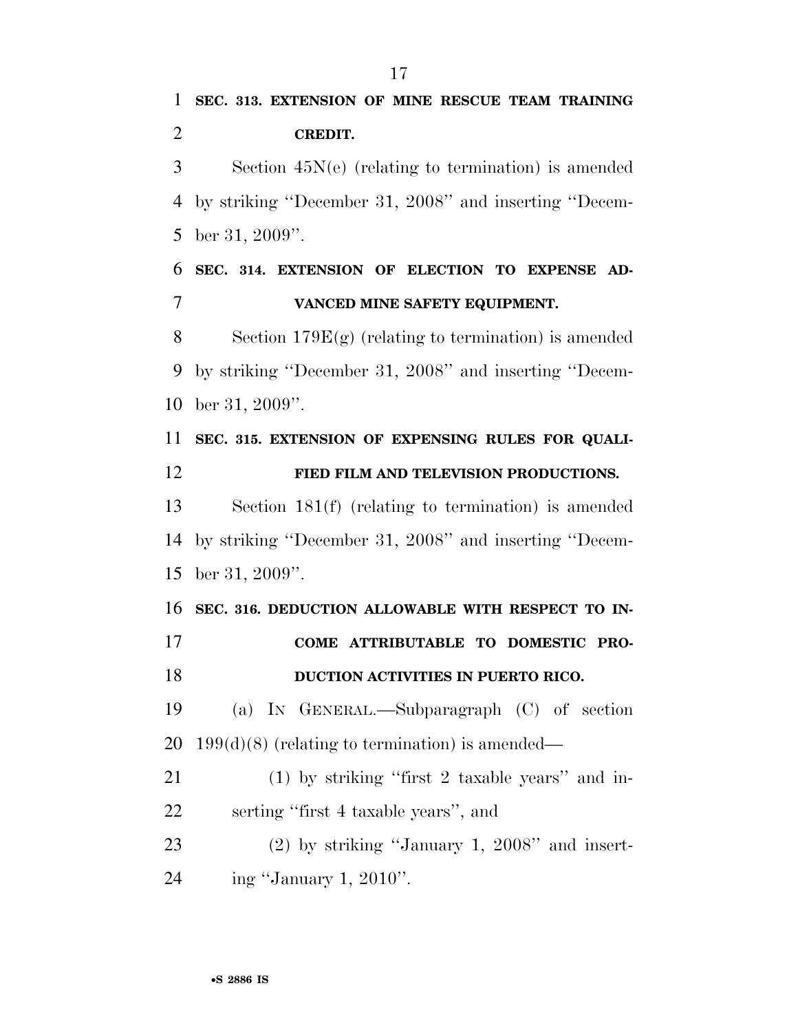**SEC. 313. EXTENSION OF MINE RESCUE TEAM TRAINING CREDIT.**

Section 45N(e) (relating to termination) is amended by striking ''December 31, 2008'' and inserting ''December 31, 2009''.

**SEC. 314. EXTENSION OF ELECTION TO EXPENSE ADVANCED MINE SAFETY EQUIPMENT.**

Section 179E(g) (relating to termination) is amended by striking ''December 31, 2008'' and inserting ''December 31, 2009''.

**SEC. 315. EXTENSION OF EXPENSING RULES FOR QUALIFIED FILM AND TELEVISION PRODUCTIONS.**

Section 181(f) (relating to termination) is amended by striking ''December 31, 2008'' and inserting ''December 31, 2009''.

**SEC. 316. DEDUCTION ALLOWABLE WITH RESPECT TO INCOME ATTRIBUTABLE TO DOMESTIC PRODUCTION ACTIVITIES IN PUERTO RICO.**

(a) IN GENERAL.—Subparagraph (C) of section 199(d)(8) (relating to termination) is amended—

(1) by striking ''first 2 taxable years'' and inserting ''first 4 taxable years'', and

(2) by striking ''January 1, 2008'' and inserting ''January 1, 2010''.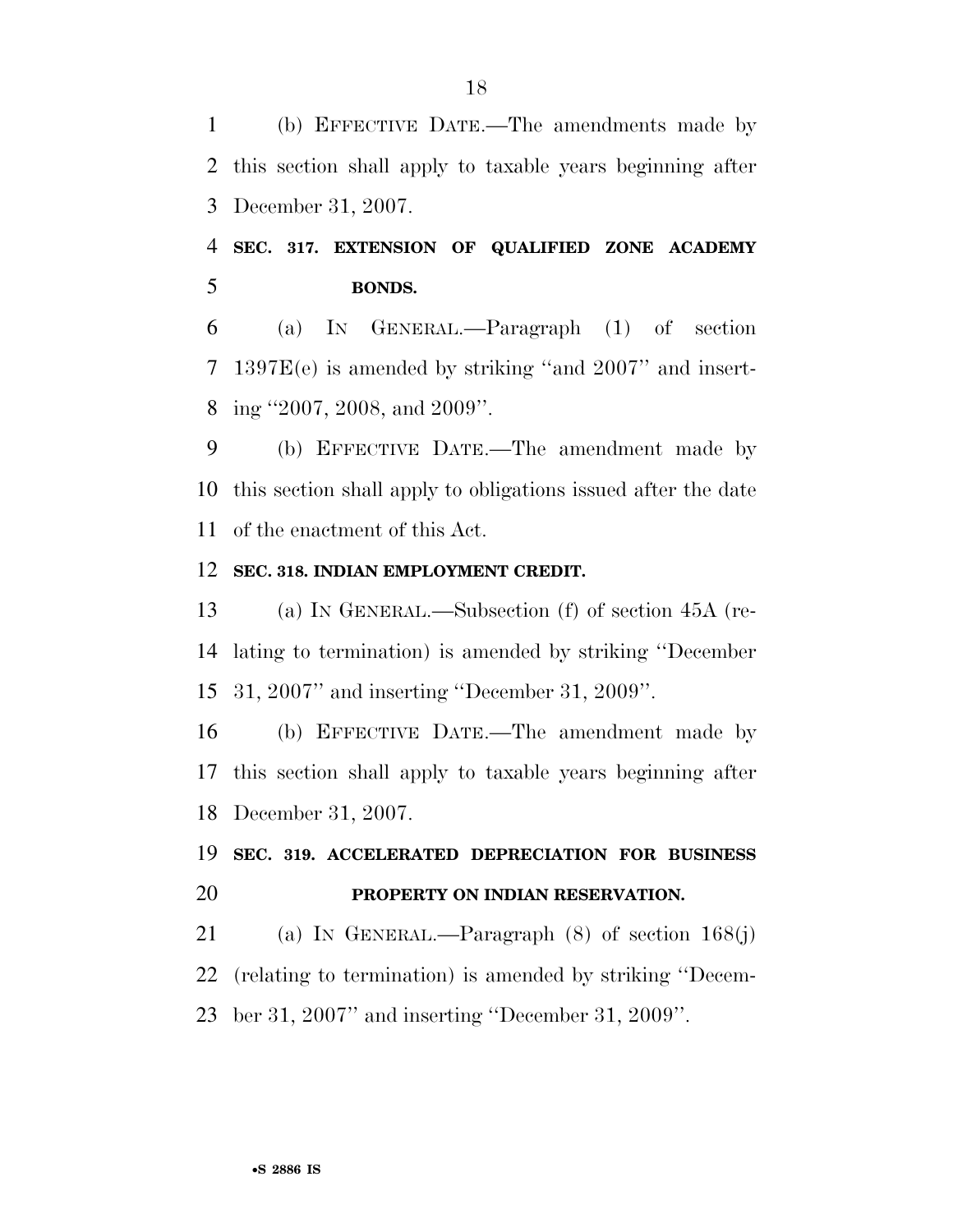(b) EFFECTIVE DATE.—The amendments made by this section shall apply to taxable years beginning after December 31, 2007.

**SEC. 317. EXTENSION OF QUALIFIED ZONE ACADEMY BONDS.**

(a) IN GENERAL.—Paragraph (1) of section 1397E(e) is amended by striking ''and 2007'' and inserting ''2007, 2008, and 2009''.

(b) EFFECTIVE DATE.—The amendment made by this section shall apply to obligations issued after the date of the enactment of this Act.

**SEC. 318. INDIAN EMPLOYMENT CREDIT.**

(a) IN GENERAL.—Subsection (f) of section 45A (relating to termination) is amended by striking ''December 31, 2007'' and inserting ''December 31, 2009''.

(b) EFFECTIVE DATE.—The amendment made by this section shall apply to taxable years beginning after December 31, 2007.

**SEC. 319. ACCELERATED DEPRECIATION FOR BUSINESS PROPERTY ON INDIAN RESERVATION.**

(a) IN GENERAL.—Paragraph (8) of section 168(j) (relating to termination) is amended by striking ''December 31, 2007'' and inserting ''December 31, 2009''.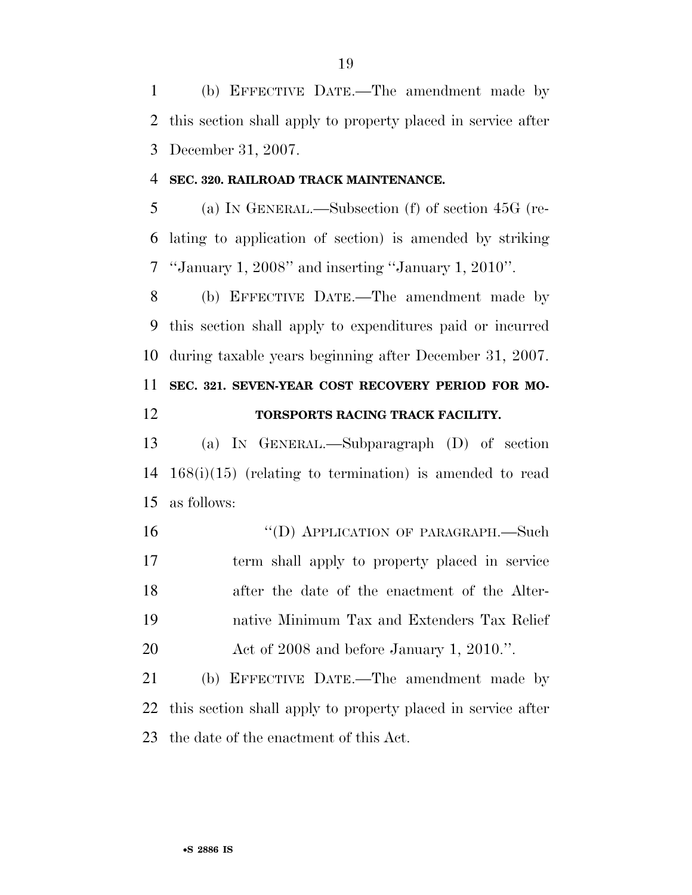(b) EFFECTIVE DATE.—The amendment made by this section shall apply to property placed in service after December 31, 2007.

**SEC. 320. RAILROAD TRACK MAINTENANCE.**

(a) IN GENERAL.—Subsection (f) of section 45G (relating to application of section) is amended by striking ''January 1, 2008'' and inserting ''January 1, 2010''.

(b) EFFECTIVE DATE.—The amendment made by this section shall apply to expenditures paid or incurred during taxable years beginning after December 31, 2007.

**SEC. 321. SEVEN-YEAR COST RECOVERY PERIOD FOR MOTORSPORTS RACING TRACK FACILITY.**

(a) IN GENERAL.—Subparagraph (D) of section 168(i)(15) (relating to termination) is amended to read as follows:

> ''(D) APPLICATION OF PARAGRAPH.—Such term shall apply to property placed in service after the date of the enactment of the Alternative Minimum Tax and Extenders Tax Relief Act of 2008 and before January 1, 2010.''.

(b) EFFECTIVE DATE.—The amendment made by this section shall apply to property placed in service after the date of the enactment of this Act.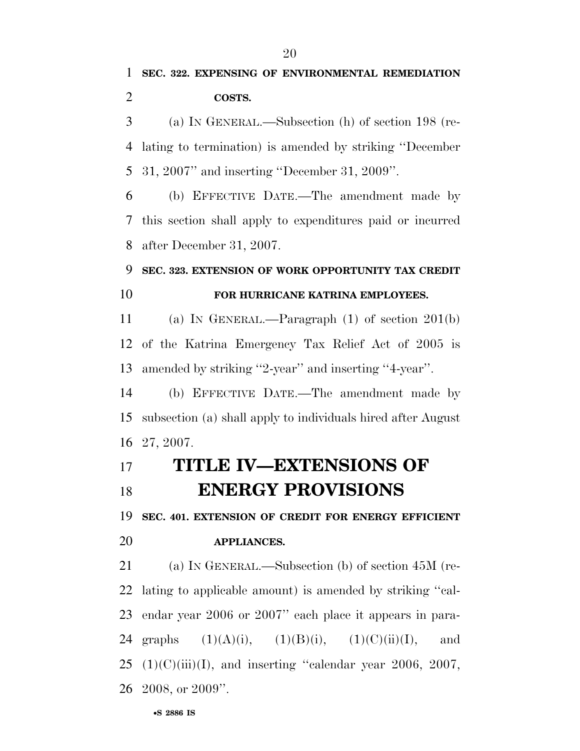**SEC. 322. EXPENSING OF ENVIRONMENTAL REMEDIATION COSTS.**

(a) IN GENERAL.—Subsection (h) of section 198 (relating to termination) is amended by striking ''December 31, 2007'' and inserting ''December 31, 2009''.

(b) EFFECTIVE DATE.—The amendment made by this section shall apply to expenditures paid or incurred after December 31, 2007.

**SEC. 323. EXTENSION OF WORK OPPORTUNITY TAX CREDIT FOR HURRICANE KATRINA EMPLOYEES.**

(a) IN GENERAL.—Paragraph (1) of section 201(b) of the Katrina Emergency Tax Relief Act of 2005 is amended by striking ''2-year'' and inserting ''4-year''.

(b) EFFECTIVE DATE.—The amendment made by subsection (a) shall apply to individuals hired after August 27, 2007.

# TITLE IV—EXTENSIONS OF ENERGY PROVISIONS

**SEC. 401. EXTENSION OF CREDIT FOR ENERGY EFFICIENT APPLIANCES.**

(a) IN GENERAL.—Subsection (b) of section 45M (relating to applicable amount) is amended by striking ''calendar year 2006 or 2007'' each place it appears in paragraphs (1)(A)(i), (1)(B)(i), (1)(C)(ii)(I), and (1)(C)(iii)(I), and inserting ''calendar year 2006, 2007, 2008, or 2009''.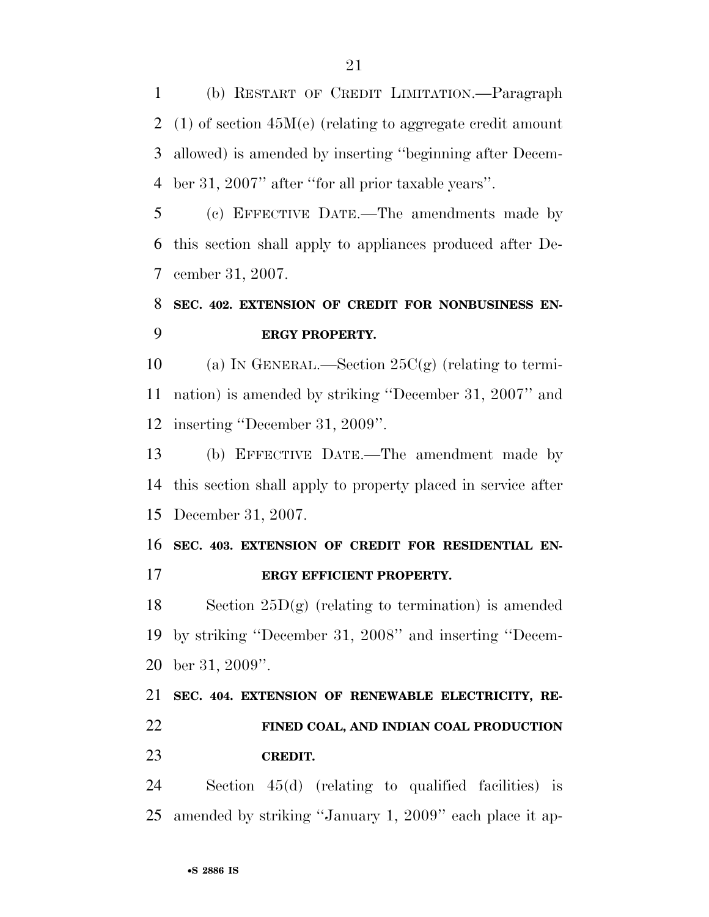(b) RESTART OF CREDIT LIMITATION.—Paragraph (1) of section 45M(e) (relating to aggregate credit amount allowed) is amended by inserting ''beginning after December 31, 2007'' after ''for all prior taxable years''.

(c) EFFECTIVE DATE.—The amendments made by this section shall apply to appliances produced after December 31, 2007.

**SEC. 402. EXTENSION OF CREDIT FOR NONBUSINESS ENERGY PROPERTY.**

(a) IN GENERAL.—Section 25C(g) (relating to termination) is amended by striking ''December 31, 2007'' and inserting ''December 31, 2009''.

(b) EFFECTIVE DATE.—The amendment made by this section shall apply to property placed in service after December 31, 2007.

**SEC. 403. EXTENSION OF CREDIT FOR RESIDENTIAL ENERGY EFFICIENT PROPERTY.**

Section 25D(g) (relating to termination) is amended by striking ''December 31, 2008'' and inserting ''December 31, 2009''.

**SEC. 404. EXTENSION OF RENEWABLE ELECTRICITY, REFINED COAL, AND INDIAN COAL PRODUCTION CREDIT.**

Section 45(d) (relating to qualified facilities) is amended by striking ''January 1, 2009'' each place it ap-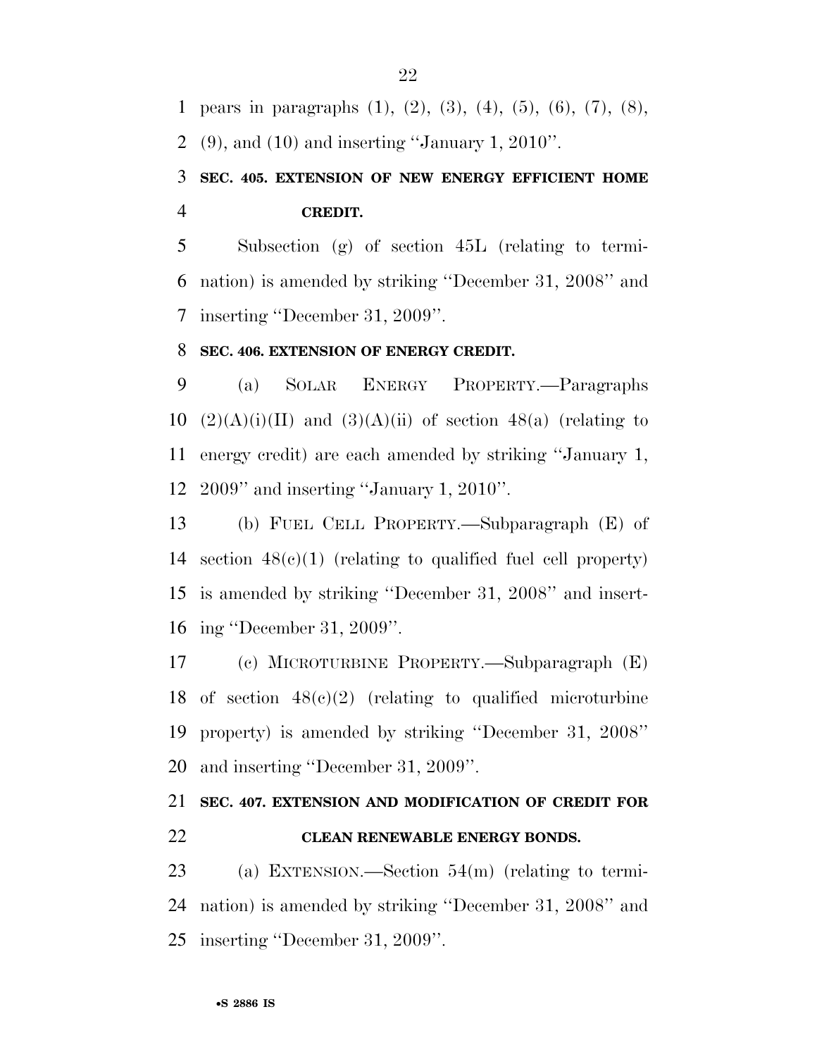pears in paragraphs (1), (2), (3), (4), (5), (6), (7), (8), (9), and (10) and inserting ''January 1, 2010''.

**SEC. 405. EXTENSION OF NEW ENERGY EFFICIENT HOME CREDIT.**

Subsection (g) of section 45L (relating to termination) is amended by striking ''December 31, 2008'' and inserting ''December 31, 2009''.

**SEC. 406. EXTENSION OF ENERGY CREDIT.**

(a) SOLAR ENERGY PROPERTY.—Paragraphs (2)(A)(i)(II) and (3)(A)(ii) of section 48(a) (relating to energy credit) are each amended by striking ''January 1, 2009'' and inserting ''January 1, 2010''.

(b) FUEL CELL PROPERTY.—Subparagraph (E) of section 48(c)(1) (relating to qualified fuel cell property) is amended by striking ''December 31, 2008'' and inserting ''December 31, 2009''.

(c) MICROTURBINE PROPERTY.—Subparagraph (E) of section 48(c)(2) (relating to qualified microturbine property) is amended by striking ''December 31, 2008'' and inserting ''December 31, 2009''.

**SEC. 407. EXTENSION AND MODIFICATION OF CREDIT FOR CLEAN RENEWABLE ENERGY BONDS.**

(a) EXTENSION.—Section 54(m) (relating to termination) is amended by striking ''December 31, 2008'' and inserting ''December 31, 2009''.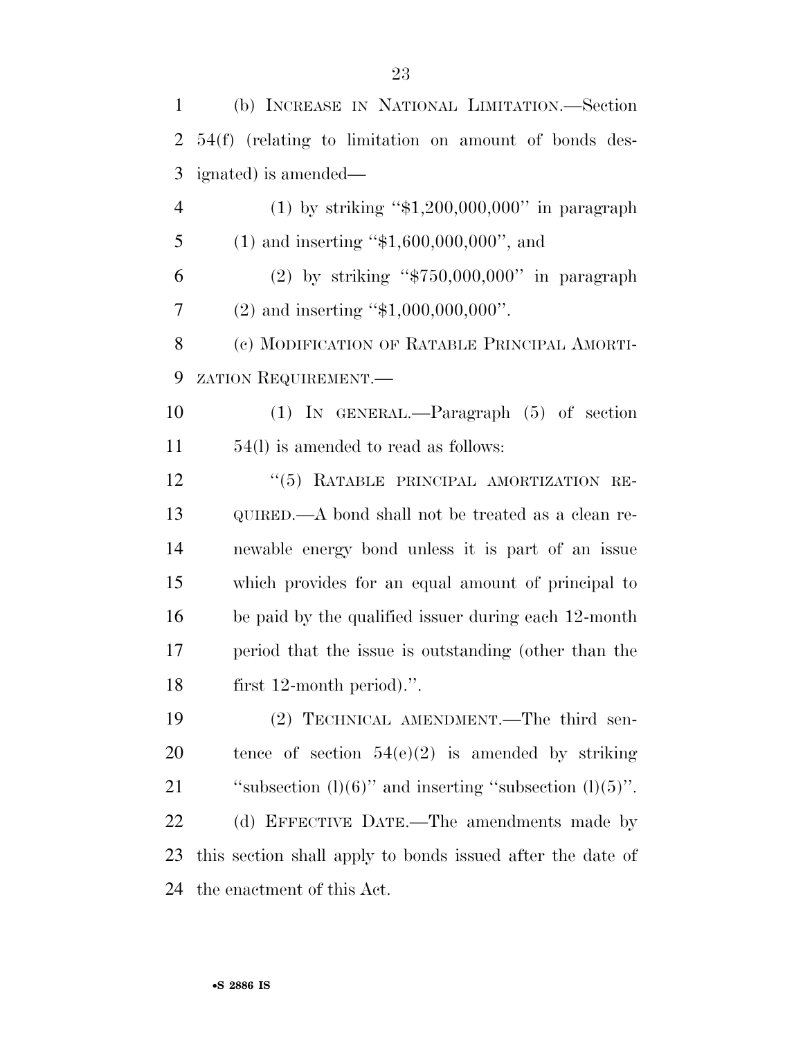(b) INCREASE IN NATIONAL LIMITATION.—Section 54(f) (relating to limitation on amount of bonds designated) is amended—

(1) by striking ''$1,200,000,000'' in paragraph (1) and inserting ''$1,600,000,000'', and

(2) by striking ''$750,000,000'' in paragraph (2) and inserting ''$1,000,000,000''.

(c) MODIFICATION OF RATABLE PRINCIPAL AMORTIZATION REQUIREMENT.—

(1) IN GENERAL.—Paragraph (5) of section 54(l) is amended to read as follows:

''(5) RATABLE PRINCIPAL AMORTIZATION REQUIRED.—A bond shall not be treated as a clean renewable energy bond unless it is part of an issue which provides for an equal amount of principal to be paid by the qualified issuer during each 12-month period that the issue is outstanding (other than the first 12-month period).''.

(2) TECHNICAL AMENDMENT.—The third sentence of section 54(e)(2) is amended by striking ''subsection (l)(6)'' and inserting ''subsection (l)(5)''.

(d) EFFECTIVE DATE.—The amendments made by this section shall apply to bonds issued after the date of the enactment of this Act.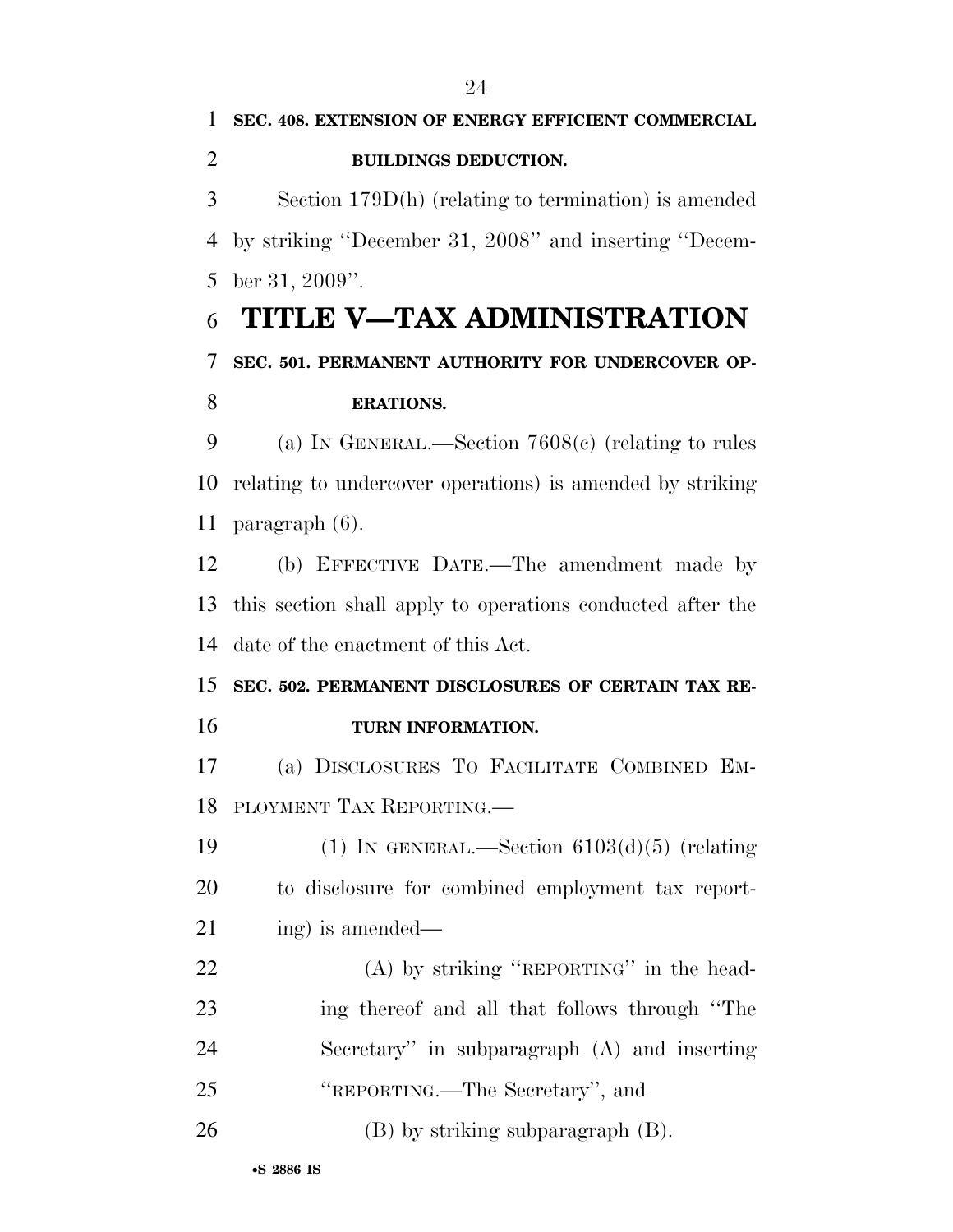**SEC. 408. EXTENSION OF ENERGY EFFICIENT COMMERCIAL BUILDINGS DEDUCTION.**

Section 179D(h) (relating to termination) is amended by striking ''December 31, 2008'' and inserting ''December 31, 2009''.

# TITLE V—TAX ADMINISTRATION

**SEC. 501. PERMANENT AUTHORITY FOR UNDERCOVER OPERATIONS.**

(a) IN GENERAL.—Section 7608(c) (relating to rules relating to undercover operations) is amended by striking paragraph (6).

(b) EFFECTIVE DATE.—The amendment made by this section shall apply to operations conducted after the date of the enactment of this Act.

**SEC. 502. PERMANENT DISCLOSURES OF CERTAIN TAX RETURN INFORMATION.**

(a) DISCLOSURES TO FACILITATE COMBINED EMPLOYMENT TAX REPORTING.—

(1) IN GENERAL.—Section 6103(d)(5) (relating to disclosure for combined employment tax reporting) is amended—

(A) by striking ''REPORTING'' in the heading thereof and all that follows through ''The Secretary'' in subparagraph (A) and inserting ''REPORTING.—The Secretary'', and

(B) by striking subparagraph (B).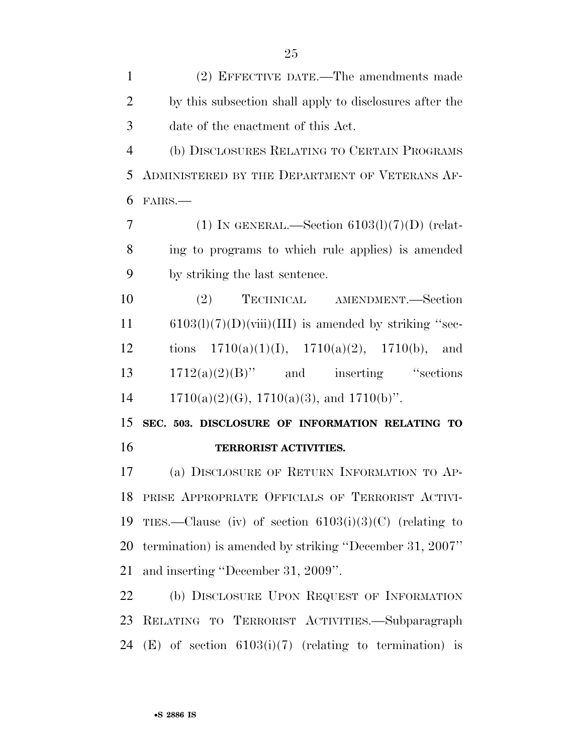(2) EFFECTIVE DATE.—The amendments made by this subsection shall apply to disclosures after the date of the enactment of this Act.

(b) DISCLOSURES RELATING TO CERTAIN PROGRAMS ADMINISTERED BY THE DEPARTMENT OF VETERANS AFFAIRS.—

(1) IN GENERAL.—Section 6103(l)(7)(D) (relating to programs to which rule applies) is amended by striking the last sentence.

(2) TECHNICAL AMENDMENT.—Section 6103(l)(7)(D)(viii)(III) is amended by striking ''sections 1710(a)(1)(I), 1710(a)(2), 1710(b), and 1712(a)(2)(B)'' and inserting ''sections 1710(a)(2)(G), 1710(a)(3), and 1710(b)''.

**SEC. 503. DISCLOSURE OF INFORMATION RELATING TO TERRORIST ACTIVITIES.**

(a) DISCLOSURE OF RETURN INFORMATION TO APPRISE APPROPRIATE OFFICIALS OF TERRORIST ACTIVITIES.—Clause (iv) of section 6103(i)(3)(C) (relating to termination) is amended by striking ''December 31, 2007'' and inserting ''December 31, 2009''.

(b) DISCLOSURE UPON REQUEST OF INFORMATION RELATING TO TERRORIST ACTIVITIES.—Subparagraph (E) of section 6103(i)(7) (relating to termination) is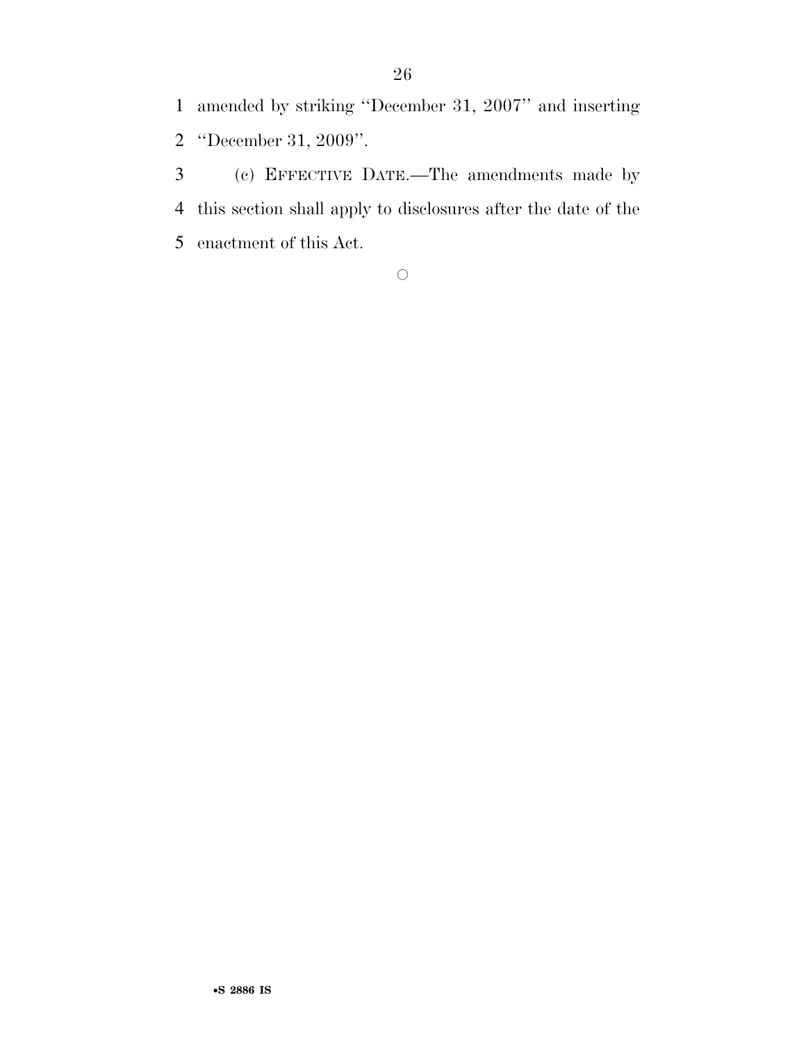amended by striking ''December 31, 2007'' and inserting ''December 31, 2009''.

(c) EFFECTIVE DATE.—The amendments made by this section shall apply to disclosures after the date of the enactment of this Act.